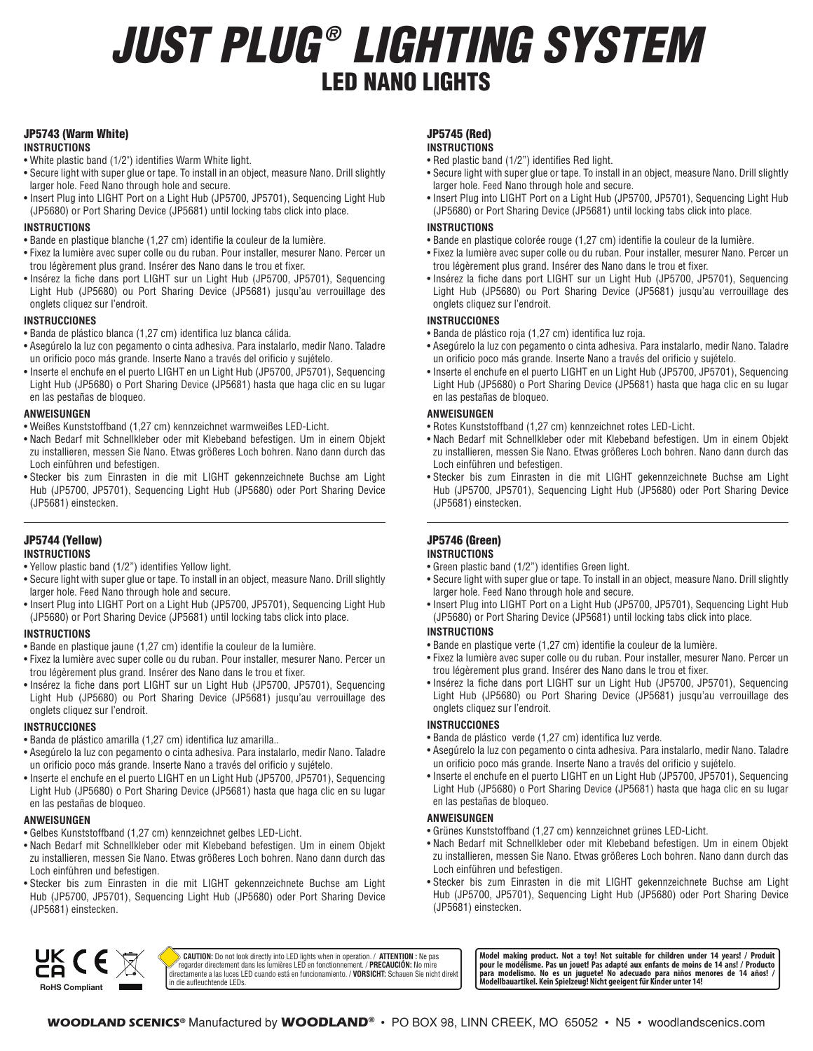# *JUST PLUG® LIGHTING SYSTEM*

## LED NANO LIGHTS

### JP5743 (Warm White)

**INSTRUCTIONS**

- White plastic band (1/2") identifies Warm White light.
- Secure light with super glue or tape. To install in an object, measure Nano. Drill slightly larger hole. Feed Nano through hole and secure.
- Insert Plug into LIGHT Port on a Light Hub (JP5700, JP5701), Sequencing Light Hub (JP5680) or Port Sharing Device (JP5681) until locking tabs click into place.

**INSTRUCTIONS**

- Bande en plastique blanche (1,27 cm) identifie la couleur de la lumière.
- Fixez la lumière avec super colle ou du ruban. Pour installer, mesurer Nano. Percer un trou légèrement plus grand. Insérer des Nano dans le trou et fixer.
- Insérez la fiche dans port LIGHT sur un Light Hub (JP5700, JP5701), Sequencing Light Hub (JP5680) ou Port Sharing Device (JP5681) jusqu'au verrouillage des onglets cliquez sur l'endroit.

**INSTRUCCIONES**

- Banda de plástico blanca (1,27 cm) identifica luz blanca cálida.
- Asegúrelo la luz con pegamento o cinta adhesiva. Para instalarlo, medir Nano. Taladre un orificio poco más grande. Inserte Nano a través del orificio y sujételo.
- Inserte el enchufe en el puerto LIGHT en un Light Hub (JP5700, JP5701), Sequencing Light Hub (JP5680) o Port Sharing Device (JP5681) hasta que haga clic en su lugar en las pestañas de bloqueo.

**ANWEISUNGEN**

- Weißes Kunststoffband (1,27 cm) kennzeichnet warmweißes LED-Licht.
- Nach Bedarf mit Schnellkleber oder mit Klebeband befestigen. Um in einem Objekt zu installieren, messen Sie Nano. Etwas größeres Loch bohren. Nano dann durch das Loch einführen und befestigen.
- Stecker bis zum Einrasten in die mit LIGHT gekennzeichnete Buchse am Light Hub (JP5700, JP5701), Sequencing Light Hub (JP5680) oder Port Sharing Device (JP5681) einstecken.

---

### JP5744 (Yellow)

**INSTRUCTIONS**

- Yellow plastic band (1/2") identifies Yellow light.
- Secure light with super glue or tape. To install in an object, measure Nano. Drill slightly larger hole. Feed Nano through hole and secure.
- Insert Plug into LIGHT Port on a Light Hub (JP5700, JP5701), Sequencing Light Hub (JP5680) or Port Sharing Device (JP5681) until locking tabs click into place.

**INSTRUCTIONS**

- Bande en plastique jaune (1,27 cm) identifie la couleur de la lumière.
- Fixez la lumière avec super colle ou du ruban. Pour installer, mesurer Nano. Percer un trou légèrement plus grand. Insérer des Nano dans le trou et fixer.
- Insérez la fiche dans port LIGHT sur un Light Hub (JP5700, JP5701), Sequencing Light Hub (JP5680) ou Port Sharing Device (JP5681) jusqu'au verrouillage des onglets cliquez sur l'endroit.

**INSTRUCCIONES**

- Banda de plástico amarilla (1,27 cm) identifica luz amarilla..
- Asegúrelo la luz con pegamento o cinta adhesiva. Para instalarlo, medir Nano. Taladre un orificio poco más grande. Inserte Nano a través del orificio y sujételo.
- Inserte el enchufe en el puerto LIGHT en un Light Hub (JP5700, JP5701), Sequencing Light Hub (JP5680) o Port Sharing Device (JP5681) hasta que haga clic en su lugar en las pestañas de bloqueo.

**ANWEISUNGEN**

- Gelbes Kunststoffband (1,27 cm) kennzeichnet gelbes LED-Licht.
- Nach Bedarf mit Schnellkleber oder mit Klebeband befestigen. Um in einem Objekt zu installieren, messen Sie Nano. Etwas größeres Loch bohren. Nano dann durch das Loch einführen und befestigen.
- Stecker bis zum Einrasten in die mit LIGHT gekennzeichnete Buchse am Light Hub (JP5700, JP5701), Sequencing Light Hub (JP5680) oder Port Sharing Device (JP5681) einstecken.

---

### JP5745 (Red)

**INSTRUCTIONS**

- Red plastic band (1/2") identifies Red light.
- Secure light with super glue or tape. To install in an object, measure Nano. Drill slightly larger hole. Feed Nano through hole and secure.
- Insert Plug into LIGHT Port on a Light Hub (JP5700, JP5701), Sequencing Light Hub (JP5680) or Port Sharing Device (JP5681) until locking tabs click into place.

**INSTRUCTIONS**

- Bande en plastique colorée rouge (1,27 cm) identifie la couleur de la lumière.
- Fixez la lumière avec super colle ou du ruban. Pour installer, mesurer Nano. Percer un trou légèrement plus grand. Insérer des Nano dans le trou et fixer.
- Insérez la fiche dans port LIGHT sur un Light Hub (JP5700, JP5701), Sequencing Light Hub (JP5680) ou Port Sharing Device (JP5681) jusqu'au verrouillage des onglets cliquez sur l'endroit.

**INSTRUCCIONES**

- Banda de plástico roja (1,27 cm) identifica luz roja.
- Asegúrelo la luz con pegamento o cinta adhesiva. Para instalarlo, medir Nano. Taladre un orificio poco más grande. Inserte Nano a través del orificio y sujételo.
- Inserte el enchufe en el puerto LIGHT en un Light Hub (JP5700, JP5701), Sequencing Light Hub (JP5680) o Port Sharing Device (JP5681) hasta que haga clic en su lugar en las pestañas de bloqueo.

**ANWEISUNGEN**

- Rotes Kunststoffband (1,27 cm) kennzeichnet rotes LED-Licht.
- Nach Bedarf mit Schnellkleber oder mit Klebeband befestigen. Um in einem Objekt zu installieren, messen Sie Nano. Etwas größeres Loch bohren. Nano dann durch das Loch einführen und befestigen.
- Stecker bis zum Einrasten in die mit LIGHT gekennzeichnete Buchse am Light Hub (JP5700, JP5701), Sequencing Light Hub (JP5680) oder Port Sharing Device (JP5681) einstecken.

---

### JP5746 (Green)

**INSTRUCTIONS**

- Green plastic band (1/2") identifies Green light.
- Secure light with super glue or tape. To install in an object, measure Nano. Drill slightly larger hole. Feed Nano through hole and secure.
- Insert Plug into LIGHT Port on a Light Hub (JP5700, JP5701), Sequencing Light Hub (JP5680) or Port Sharing Device (JP5681) until locking tabs click into place.

**INSTRUCTIONS**

- Bande en plastique verte (1,27 cm) identifie la couleur de la lumière.
- Fixez la lumière avec super colle ou du ruban. Pour installer, mesurer Nano. Percer un trou légèrement plus grand. Insérer des Nano dans le trou et fixer.
- Insérez la fiche dans port LIGHT sur un Light Hub (JP5700, JP5701), Sequencing Light Hub (JP5680) ou Port Sharing Device (JP5681) jusqu'au verrouillage des onglets cliquez sur l'endroit.

**INSTRUCCIONES**

- Banda de plástico verde (1,27 cm) identifica luz verde.
- Asegúrelo la luz con pegamento o cinta adhesiva. Para instalarlo, medir Nano. Taladre un orificio poco más grande. Inserte Nano a través del orificio y sujételo.
- Inserte el enchufe en el puerto LIGHT en un Light Hub (JP5700, JP5701), Sequencing Light Hub (JP5680) o Port Sharing Device (JP5681) hasta que haga clic en su lugar en las pestañas de bloqueo.

**ANWEISUNGEN**

- Grünes Kunststoffband (1,27 cm) kennzeichnet grünes LED-Licht.
- Nach Bedarf mit Schnellkleber oder mit Klebeband befestigen. Um in einem Objekt zu installieren, messen Sie Nano. Etwas größeres Loch bohren. Nano dann durch das Loch einführen und befestigen.
- Stecker bis zum Einrasten in die mit LIGHT gekennzeichnete Buchse am Light Hub (JP5700, JP5701), Sequencing Light Hub (JP5680) oder Port Sharing Device (JP5681) einstecken.

---

UK CA CE RoHS Compliant

**CAUTION:** Do not look directly into LED lights when in operation. / **ATTENTION :** Ne pas regarder directement dans les lumières LED en fonctionnement. / **PRECAUCION:** No mire directamente a las luces LED cuando está en funcionamiento. / **VORSICHT:** Schauen Sie nicht direkt in die aufleuchtende LEDs.

**Model making product. Not a toy! Not suitable for children under 14 years! / Produit pour le modélisme. Pas un jouet! Pas adapté aux enfants de moins de 14 ans! / Producto para modelismo. No es un juguete! No adecuado para niños menores de 14 años! / Modellbauartikel. Kein Spielzeug! Nicht geeignet für Kinder unter 14!**

**WOODLAND SCENICS®** Manufactured by **WOODLAND®** • PO BOX 98, LINN CREEK, MO 65052 • N5 • woodlandscenics.com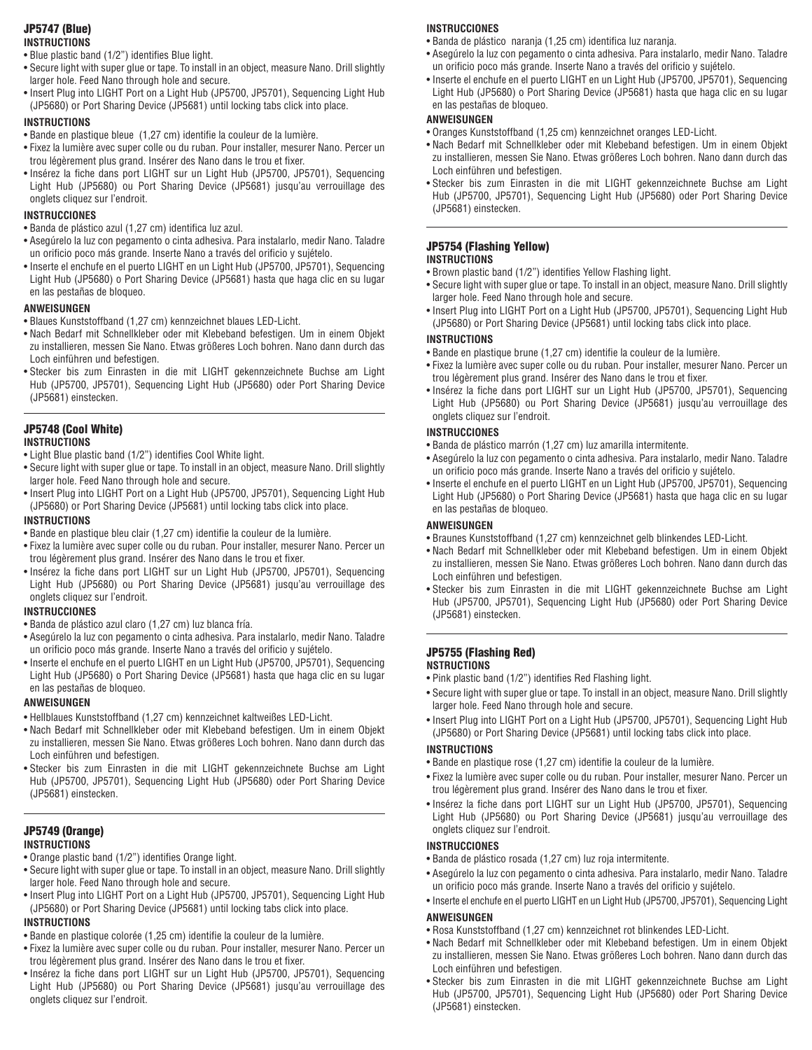## JP5747 (Blue)

**INSTRUCTIONS**

- Blue plastic band (1/2") identifies Blue light.
- Secure light with super glue or tape. To install in an object, measure Nano. Drill slightly larger hole. Feed Nano through hole and secure.
- Insert Plug into LIGHT Port on a Light Hub (JP5700, JP5701), Sequencing Light Hub (JP5680) or Port Sharing Device (JP5681) until locking tabs click into place.

**INSTRUCTIONS**

- Bande en plastique bleue (1,27 cm) identifie la couleur de la lumière.
- Fixez la lumière avec super colle ou du ruban. Pour installer, mesurer Nano. Percer un trou légèrement plus grand. Insérer des Nano dans le trou et fixer.
- Insérez la fiche dans port LIGHT sur un Light Hub (JP5700, JP5701), Sequencing Light Hub (JP5680) ou Port Sharing Device (JP5681) jusqu'au verrouillage des onglets cliquez sur l'endroit.

**INSTRUCCIONES**

- Banda de plástico azul (1,27 cm) identifica luz azul.
- Asegúrelo la luz con pegamento o cinta adhesiva. Para instalarlo, medir Nano. Taladre un orificio poco más grande. Inserte Nano a través del orificio y sujételo.
- Inserte el enchufe en el puerto LIGHT en un Light Hub (JP5700, JP5701), Sequencing Light Hub (JP5680) o Port Sharing Device (JP5681) hasta que haga clic en su lugar en las pestañas de bloqueo.

**ANWEISUNGEN**

- Blaues Kunststoffband (1,27 cm) kennzeichnet blaues LED-Licht.
- Nach Bedarf mit Schnellkleber oder mit Klebeband befestigen. Um in einem Objekt zu installieren, messen Sie Nano. Etwas größeres Loch bohren. Nano dann durch das Loch einführen und befestigen.
- Stecker bis zum Einrasten in die mit LIGHT gekennzeichnete Buchse am Light Hub (JP5700, JP5701), Sequencing Light Hub (JP5680) oder Port Sharing Device (JP5681) einstecken.

---

## JP5748 (Cool White)

**INSTRUCTIONS**

- Light Blue plastic band (1/2") identifies Cool White light.
- Secure light with super glue or tape. To install in an object, measure Nano. Drill slightly larger hole. Feed Nano through hole and secure.
- Insert Plug into LIGHT Port on a Light Hub (JP5700, JP5701), Sequencing Light Hub (JP5680) or Port Sharing Device (JP5681) until locking tabs click into place.

**INSTRUCTIONS**

- Bande en plastique bleu clair (1,27 cm) identifie la couleur de la lumière.
- Fixez la lumière avec super colle ou du ruban. Pour installer, mesurer Nano. Percer un trou légèrement plus grand. Insérer des Nano dans le trou et fixer.
- Insérez la fiche dans port LIGHT sur un Light Hub (JP5700, JP5701), Sequencing Light Hub (JP5680) ou Port Sharing Device (JP5681) jusqu'au verrouillage des onglets cliquez sur l'endroit.

**INSTRUCCIONES**

- Banda de plástico azul claro (1,27 cm) luz blanca fría.
- Asegúrelo la luz con pegamento o cinta adhesiva. Para instalarlo, medir Nano. Taladre un orificio poco más grande. Inserte Nano a través del orificio y sujételo.
- Inserte el enchufe en el puerto LIGHT en un Light Hub (JP5700, JP5701), Sequencing Light Hub (JP5680) o Port Sharing Device (JP5681) hasta que haga clic en su lugar en las pestañas de bloqueo.

**ANWEISUNGEN**

- Hellblaues Kunststoffband (1,27 cm) kennzeichnet kaltweißes LED-Licht.
- Nach Bedarf mit Schnellkleber oder mit Klebeband befestigen. Um in einem Objekt zu installieren, messen Sie Nano. Etwas größeres Loch bohren. Nano dann durch das Loch einführen und befestigen.
- Stecker bis zum Einrasten in die mit LIGHT gekennzeichnete Buchse am Light Hub (JP5700, JP5701), Sequencing Light Hub (JP5680) oder Port Sharing Device (JP5681) einstecken.

---

## JP5749 (Orange)

**INSTRUCTIONS**

- Orange plastic band (1/2") identifies Orange light.
- Secure light with super glue or tape. To install in an object, measure Nano. Drill slightly larger hole. Feed Nano through hole and secure.
- Insert Plug into LIGHT Port on a Light Hub (JP5700, JP5701), Sequencing Light Hub (JP5680) or Port Sharing Device (JP5681) until locking tabs click into place.

**INSTRUCTIONS**

- Bande en plastique colorée (1,25 cm) identifie la couleur de la lumière.
- Fixez la lumière avec super colle ou du ruban. Pour installer, mesurer Nano. Percer un trou légèrement plus grand. Insérer des Nano dans le trou et fixer.
- Insérez la fiche dans port LIGHT sur un Light Hub (JP5700, JP5701), Sequencing Light Hub (JP5680) ou Port Sharing Device (JP5681) jusqu'au verrouillage des onglets cliquez sur l'endroit.

**INSTRUCCIONES**

- Banda de plástico naranja (1,25 cm) identifica luz naranja.
- Asegúrelo la luz con pegamento o cinta adhesiva. Para instalarlo, medir Nano. Taladre un orificio poco más grande. Inserte Nano a través del orificio y sujételo.
- Inserte el enchufe en el puerto LIGHT en un Light Hub (JP5700, JP5701), Sequencing Light Hub (JP5680) o Port Sharing Device (JP5681) hasta que haga clic en su lugar en las pestañas de bloqueo.

**ANWEISUNGEN**

- Oranges Kunststoffband (1,25 cm) kennzeichnet oranges LED-Licht.
- Nach Bedarf mit Schnellkleber oder mit Klebeband befestigen. Um in einem Objekt zu installieren, messen Sie Nano. Etwas größeres Loch bohren. Nano dann durch das Loch einführen und befestigen.
- Stecker bis zum Einrasten in die mit LIGHT gekennzeichnete Buchse am Light Hub (JP5700, JP5701), Sequencing Light Hub (JP5680) oder Port Sharing Device (JP5681) einstecken.

---

## JP5754 (Flashing Yellow)

**INSTRUCTIONS**

- Brown plastic band (1/2") identifies Yellow Flashing light.
- Secure light with super glue or tape. To install in an object, measure Nano. Drill slightly larger hole. Feed Nano through hole and secure.
- Insert Plug into LIGHT Port on a Light Hub (JP5700, JP5701), Sequencing Light Hub (JP5680) or Port Sharing Device (JP5681) until locking tabs click into place.

**INSTRUCTIONS**

- Bande en plastique brune (1,27 cm) identifie la couleur de la lumière.
- Fixez la lumière avec super colle ou du ruban. Pour installer, mesurer Nano. Percer un trou légèrement plus grand. Insérer des Nano dans le trou et fixer.
- Insérez la fiche dans port LIGHT sur un Light Hub (JP5700, JP5701), Sequencing Light Hub (JP5680) ou Port Sharing Device (JP5681) jusqu'au verrouillage des onglets cliquez sur l'endroit.

**INSTRUCCIONES**

- Banda de plástico marrón (1,27 cm) luz amarilla intermitente.
- Asegúrelo la luz con pegamento o cinta adhesiva. Para instalarlo, medir Nano. Taladre un orificio poco más grande. Inserte Nano a través del orificio y sujételo.
- Inserte el enchufe en el puerto LIGHT en un Light Hub (JP5700, JP5701), Sequencing Light Hub (JP5680) o Port Sharing Device (JP5681) hasta que haga clic en su lugar en las pestañas de bloqueo.

**ANWEISUNGEN**

- Braunes Kunststoffband (1,27 cm) kennzeichnet gelb blinkendes LED-Licht.
- Nach Bedarf mit Schnellkleber oder mit Klebeband befestigen. Um in einem Objekt zu installieren, messen Sie Nano. Etwas größeres Loch bohren. Nano dann durch das Loch einführen und befestigen.
- Stecker bis zum Einrasten in die mit LIGHT gekennzeichnete Buchse am Light Hub (JP5700, JP5701), Sequencing Light Hub (JP5680) oder Port Sharing Device (JP5681) einstecken.

---

## JP5755 (Flashing Red)

**NSTRUCTIONS**

- Pink plastic band (1/2") identifies Red Flashing light.
- Secure light with super glue or tape. To install in an object, measure Nano. Drill slightly larger hole. Feed Nano through hole and secure.
- Insert Plug into LIGHT Port on a Light Hub (JP5700, JP5701), Sequencing Light Hub (JP5680) or Port Sharing Device (JP5681) until locking tabs click into place.

**INSTRUCTIONS**

- Bande en plastique rose (1,27 cm) identifie la couleur de la lumière.
- Fixez la lumière avec super colle ou du ruban. Pour installer, mesurer Nano. Percer un trou légèrement plus grand. Insérer des Nano dans le trou et fixer.
- Insérez la fiche dans port LIGHT sur un Light Hub (JP5700, JP5701), Sequencing Light Hub (JP5680) ou Port Sharing Device (JP5681) jusqu'au verrouillage des onglets cliquez sur l'endroit.

**INSTRUCCIONES**

- Banda de plástico rosada (1,27 cm) luz roja intermitente.
- Asegúrelo la luz con pegamento o cinta adhesiva. Para instalarlo, medir Nano. Taladre un orificio poco más grande. Inserte Nano a través del orificio y sujételo.
- Inserte el enchufe en el puerto LIGHT en un Light Hub (JP5700, JP5701), Sequencing Light

**ANWEISUNGEN**

- Rosa Kunststoffband (1,27 cm) kennzeichnet rot blinkendes LED-Licht.
- Nach Bedarf mit Schnellkleber oder mit Klebeband befestigen. Um in einem Objekt zu installieren, messen Sie Nano. Etwas größeres Loch bohren. Nano dann durch das Loch einführen und befestigen.
- Stecker bis zum Einrasten in die mit LIGHT gekennzeichnete Buchse am Light Hub (JP5700, JP5701), Sequencing Light Hub (JP5680) oder Port Sharing Device (JP5681) einstecken.